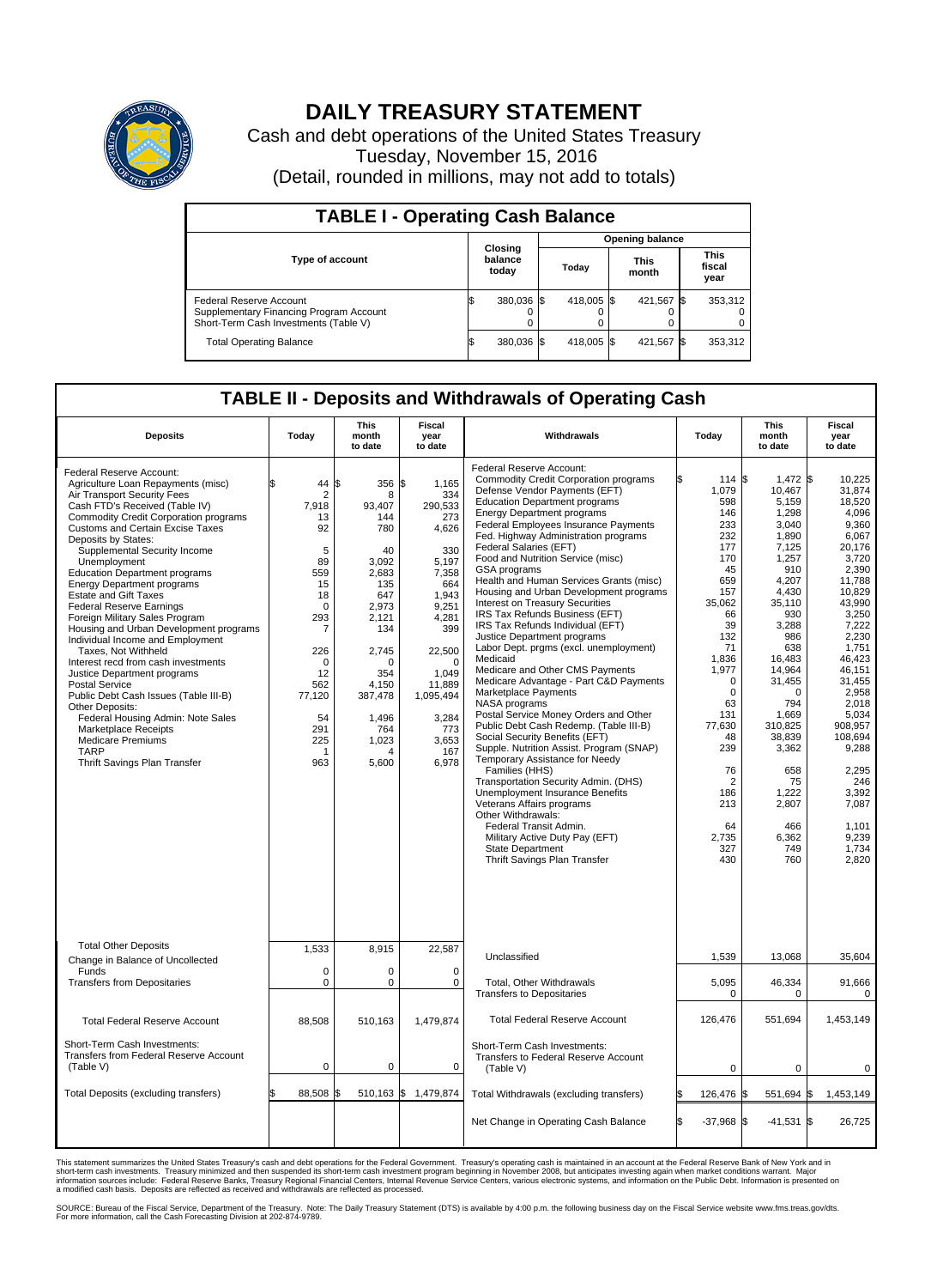# DAILY TREASURY STATEMENT

Cash and debt operations of the United States Treasury

Tuesday, November 15, 2016

(Detail, rounded in millions, may not add to totals)

## TABLE I - Operating Cash Balance

| Type of account | Closing balance today | Opening balance Today | Opening balance This month | Opening balance This fiscal year |
|---|---|---|---|---|
| Federal Reserve Account | $ 380,036 | $ 418,005 | $ 421,567 | $ 353,312 |
| Supplementary Financing Program Account | 0 | 0 | 0 | 0 |
| Short-Term Cash Investments (Table V) | 0 | 0 | 0 | 0 |
| Total Operating Balance | $ 380,036 | $ 418,005 | $ 421,567 | $ 353,312 |

## TABLE II - Deposits and Withdrawals of Operating Cash

| Deposits | Today | This month to date | Fiscal year to date | Withdrawals | Today | This month to date | Fiscal year to date |
|---|---|---|---|---|---|---|---|
| Federal Reserve Account: | | | | Federal Reserve Account: | | | |
| Agriculture Loan Repayments (misc) | $ 44 | $ 356 | $ 1,165 | Commodity Credit Corporation programs | $ 114 | $ 1,472 | $ 10,225 |
| Air Transport Security Fees | 2 | 8 | 334 | Defense Vendor Payments (EFT) | 1,079 | 10,467 | 31,874 |
| Cash FTD's Received (Table IV) | 7,918 | 93,407 | 290,533 | Education Department programs | 598 | 5,159 | 18,520 |
| Commodity Credit Corporation programs | 13 | 144 | 273 | Energy Department programs | 146 | 1,298 | 4,096 |
| Customs and Certain Excise Taxes | 92 | 780 | 4,626 | Federal Employees Insurance Payments | 233 | 3,040 | 9,360 |
| Deposits by States: | | | | Fed. Highway Administration programs | 232 | 1,890 | 6,067 |
| Supplemental Security Income | 5 | 40 | 330 | Federal Salaries (EFT) | 177 | 7,125 | 20,176 |
| Unemployment | 89 | 3,092 | 5,197 | Food and Nutrition Service (misc) | 170 | 1,257 | 3,720 |
| Education Department programs | 559 | 2,683 | 7,358 | GSA programs | 45 | 910 | 2,390 |
| Energy Department programs | 15 | 135 | 664 | Health and Human Services Grants (misc) | 659 | 4,207 | 11,788 |
| Estate and Gift Taxes | 18 | 647 | 1,943 | Housing and Urban Development programs | 157 | 4,430 | 10,829 |
| Federal Reserve Earnings | 0 | 2,973 | 9,251 | Interest on Treasury Securities | 35,062 | 35,110 | 43,990 |
| Foreign Military Sales Program | 293 | 2,121 | 4,281 | IRS Tax Refunds Business (EFT) | 66 | 930 | 3,250 |
| Housing and Urban Development programs | 7 | 134 | 399 | IRS Tax Refunds Individual (EFT) | 39 | 3,288 | 7,222 |
| Individual Income and Employment | | | | Justice Department programs | 132 | 986 | 2,230 |
| Taxes, Not Withheld | 226 | 2,745 | 22,500 | Labor Dept. prgms (excl. unemployment) | 71 | 638 | 1,751 |
| Interest recd from cash investments | 0 | 0 | 0 | Medicaid | 1,836 | 16,483 | 46,423 |
| Justice Department programs | 12 | 354 | 1,049 | Medicare and Other CMS Payments | 1,977 | 14,964 | 46,151 |
| Postal Service | 562 | 4,150 | 11,889 | Medicare Advantage - Part C&D Payments | 0 | 31,455 | 31,455 |
| Public Debt Cash Issues (Table III-B) | 77,120 | 387,478 | 1,095,494 | Marketplace Payments | 0 | 0 | 2,958 |
| Other Deposits: | | | | NASA programs | 63 | 794 | 2,018 |
| Federal Housing Admin: Note Sales | 54 | 1,496 | 3,284 | Postal Service Money Orders and Other | 131 | 1,669 | 5,034 |
| Marketplace Receipts | 291 | 764 | 773 | Public Debt Cash Redemp. (Table III-B) | 77,630 | 310,825 | 908,957 |
| Medicare Premiums | 225 | 1,023 | 3,653 | Social Security Benefits (EFT) | 48 | 38,839 | 108,694 |
| TARP | 1 | 4 | 167 | Supple. Nutrition Assist. Program (SNAP) | 239 | 3,362 | 9,288 |
| Thrift Savings Plan Transfer | 963 | 5,600 | 6,978 | Temporary Assistance for Needy Families (HHS) | 76 | 658 | 2,295 |
| | | | | Transportation Security Admin. (DHS) | 2 | 75 | 246 |
| | | | | Unemployment Insurance Benefits | 186 | 1,222 | 3,392 |
| | | | | Veterans Affairs programs | 213 | 2,807 | 7,087 |
| | | | | Other Withdrawals: | | | |
| | | | | Federal Transit Admin. | 64 | 466 | 1,101 |
| | | | | Military Active Duty Pay (EFT) | 2,735 | 6,362 | 9,239 |
| | | | | State Department | 327 | 749 | 1,734 |
| | | | | Thrift Savings Plan Transfer | 430 | 760 | 2,820 |
| Total Other Deposits | 1,533 | 8,915 | 22,587 | Unclassified | 1,539 | 13,068 | 35,604 |
| Change in Balance of Uncollected Funds | 0 | 0 | 0 | | | | |
| Transfers from Depositaries | 0 | 0 | 0 | Total, Other Withdrawals | 5,095 | 46,334 | 91,666 |
| | | | | Transfers to Depositaries | 0 | 0 | 0 |
| Total Federal Reserve Account | 88,508 | 510,163 | 1,479,874 | Total Federal Reserve Account | 126,476 | 551,694 | 1,453,149 |
| Short-Term Cash Investments: Transfers from Federal Reserve Account (Table V) | 0 | 0 | 0 | Short-Term Cash Investments: Transfers to Federal Reserve Account (Table V) | 0 | 0 | 0 |
| Total Deposits (excluding transfers) | $ 88,508 | $ 510,163 | $ 1,479,874 | Total Withdrawals (excluding transfers) | $ 126,476 | $ 551,694 | $ 1,453,149 |
| | | | | Net Change in Operating Cash Balance | $ -37,968 | $ -41,531 | $ 26,725 |

This statement summarizes the United States Treasury's cash and debt operations for the Federal Government. Treasury's operating cash is maintained in an account at the Federal Reserve Bank of New York and in short-term cash investments. Treasury minimized and then suspended its short-term cash investment program beginning in November 2008, but anticipates investing again when market conditions warrant. Major information sources include: Federal Reserve Banks, Treasury Regional Financial Centers, Internal Revenue Service Centers, various electronic systems, and information on the Public Debt. Information is presented on a modified cash basis. Deposits are reflected as received and withdrawals are reflected as processed.

SOURCE: Bureau of the Fiscal Service, Department of the Treasury. Note: The Daily Treasury Statement (DTS) is available by 4:00 p.m. the following business day on the Fiscal Service website www.fms.treas.gov/dts. For more information, call the Cash Forecasting Division at 202-874-9789.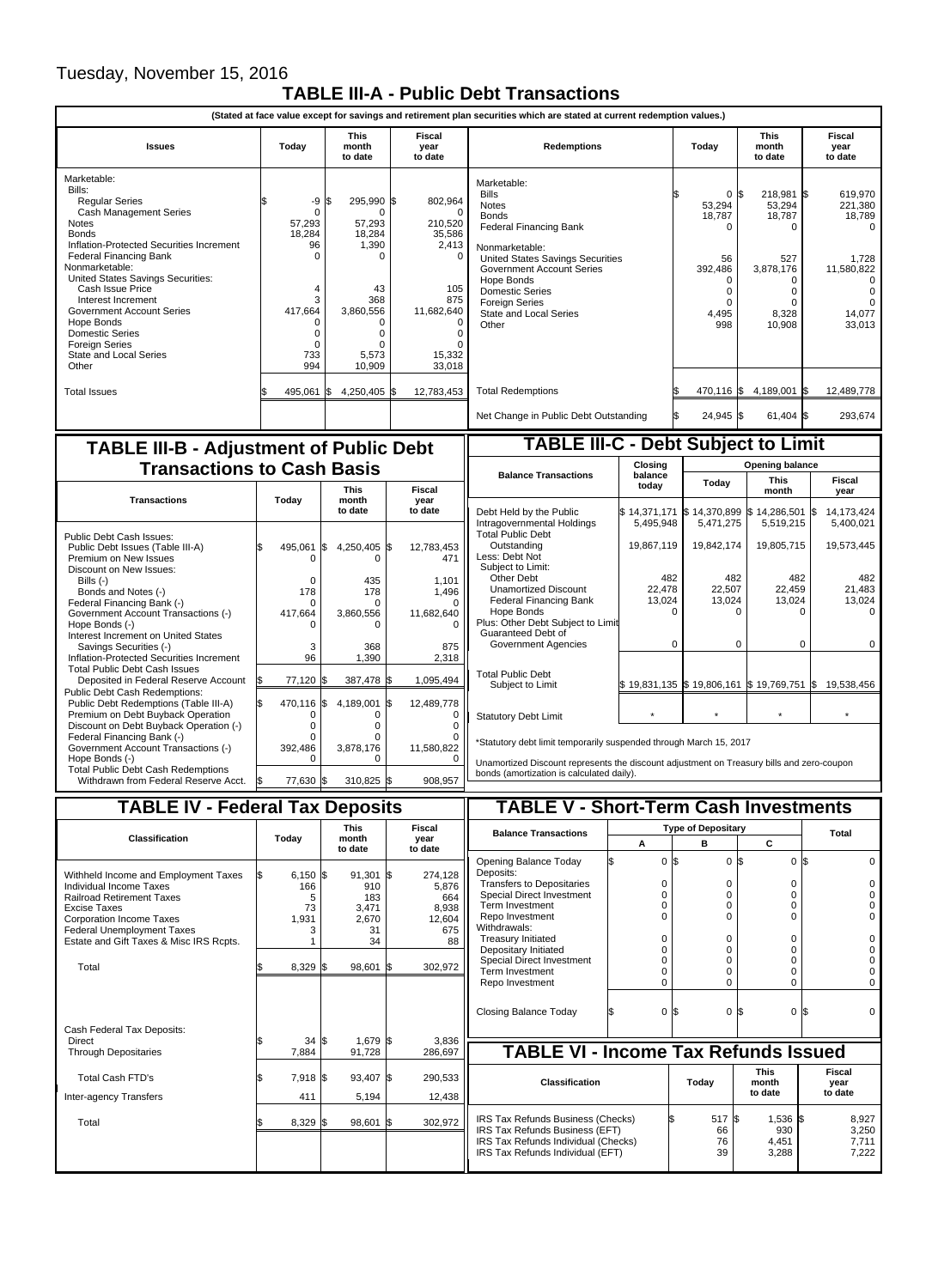Tuesday, November 15, 2016

# TABLE III-A - Public Debt Transactions

(Stated at face value except for savings and retirement plan securities which are stated at current redemption values.)

| Issues | Today | This month to date | Fiscal year to date |
|---|---|---|---|
| Marketable: | | | |
| Bills: | | | |
| Regular Series | $ -9 | $ 295,990 | $ 802,964 |
| Cash Management Series | 0 | 0 | 0 |
| Notes | 57,293 | 57,293 | 210,520 |
| Bonds | 18,284 | 18,284 | 35,586 |
| Inflation-Protected Securities Increment | 96 | 1,390 | 2,413 |
| Federal Financing Bank | 0 | 0 | 0 |
| Nonmarketable: | | | |
| United States Savings Securities: | | | |
| Cash Issue Price | 4 | 43 | 105 |
| Interest Increment | 3 | 368 | 875 |
| Government Account Series | 417,664 | 3,860,556 | 11,682,640 |
| Hope Bonds | 0 | 0 | 0 |
| Domestic Series | 0 | 0 | 0 |
| Foreign Series | 0 | 0 | 0 |
| State and Local Series | 733 | 5,573 | 15,332 |
| Other | 994 | 10,909 | 33,018 |
| Total Issues | $ 495,061 | $ 4,250,405 | $ 12,783,453 |

| Redemptions | Today | This month to date | Fiscal year to date |
|---|---|---|---|
| Marketable: | | | |
| Bills | $ 0 | $ 218,981 | $ 619,970 |
| Notes | 53,294 | 53,294 | 221,380 |
| Bonds | 18,787 | 18,787 | 18,789 |
| Federal Financing Bank | 0 | 0 | 0 |
| Nonmarketable: | | | |
| United States Savings Securities | 56 | 527 | 1,728 |
| Government Account Series | 392,486 | 3,878,176 | 11,580,822 |
| Hope Bonds | 0 | 0 | 0 |
| Domestic Series | 0 | 0 | 0 |
| Foreign Series | 0 | 0 | 0 |
| State and Local Series | 4,495 | 8,328 | 14,077 |
| Other | 998 | 10,908 | 33,013 |
| Total Redemptions | $ 470,116 | $ 4,189,001 | $ 12,489,778 |
| Net Change in Public Debt Outstanding | $ 24,945 | $ 61,404 | $ 293,674 |

# TABLE III-B - Adjustment of Public Debt Transactions to Cash Basis

| Transactions | Today | This month to date | Fiscal year to date |
|---|---|---|---|
| Public Debt Cash Issues: | | | |
| Public Debt Issues (Table III-A) | $ 495,061 | $ 4,250,405 | $ 12,783,453 |
| Premium on New Issues | 0 | 0 | 471 |
| Discount on New Issues: | | | |
| Bills (-) | 0 | 435 | 1,101 |
| Bonds and Notes (-) | 178 | 178 | 1,496 |
| Federal Financing Bank (-) | 0 | 0 | 0 |
| Government Account Transactions (-) | 417,664 | 3,860,556 | 11,682,640 |
| Hope Bonds (-) | 0 | 0 | 0 |
| Interest Increment on United States Savings Securities (-) | 3 | 368 | 875 |
| Inflation-Protected Securities Increment | 96 | 1,390 | 2,318 |
| Total Public Debt Cash Issues Deposited in Federal Reserve Account | $ 77,120 | $ 387,478 | $ 1,095,494 |
| Public Debt Cash Redemptions: | | | |
| Public Debt Redemptions (Table III-A) | $ 470,116 | $ 4,189,001 | $ 12,489,778 |
| Premium on Debt Buyback Operation | 0 | 0 | 0 |
| Discount on Debt Buyback Operation (-) | 0 | 0 | 0 |
| Federal Financing Bank (-) | 0 | 0 | 0 |
| Government Account Transactions (-) | 392,486 | 3,878,176 | 11,580,822 |
| Hope Bonds (-) | 0 | 0 | 0 |
| Total Public Debt Cash Redemptions Withdrawn from Federal Reserve Acct. | $ 77,630 | $ 310,825 | $ 908,957 |

# TABLE III-C - Debt Subject to Limit

| Balance Transactions | Closing balance today | Opening balance Today | Opening balance This month | Opening balance Fiscal year |
|---|---|---|---|---|
| Debt Held by the Public | $ 14,371,171 | $ 14,370,899 | $ 14,286,501 | $ 14,173,424 |
| Intragovernmental Holdings | 5,495,948 | 5,471,275 | 5,519,215 | 5,400,021 |
| Total Public Debt Outstanding | 19,867,119 | 19,842,174 | 19,805,715 | 19,573,445 |
| Less: Debt Not Subject to Limit: | | | | |
| Other Debt | 482 | 482 | 482 | 482 |
| Unamortized Discount | 22,478 | 22,507 | 22,459 | 21,483 |
| Federal Financing Bank | 13,024 | 13,024 | 13,024 | 13,024 |
| Hope Bonds | 0 | 0 | 0 | 0 |
| Plus: Other Debt Subject to Limit | | | | |
| Guaranteed Debt of Government Agencies | 0 | 0 | 0 | 0 |
| Total Public Debt Subject to Limit | $ 19,831,135 | $ 19,806,161 | $ 19,769,751 | $ 19,538,456 |
| Statutory Debt Limit | * | * | * | * |

*Statutory debt limit temporarily suspended through March 15, 2017

Unamortized Discount represents the discount adjustment on Treasury bills and zero-coupon bonds (amortization is calculated daily).

# TABLE IV - Federal Tax Deposits

| Classification | Today | This month to date | Fiscal year to date |
|---|---|---|---|
| Withheld Income and Employment Taxes | $ 6,150 | $ 91,301 | $ 274,128 |
| Individual Income Taxes | 166 | 910 | 5,876 |
| Railroad Retirement Taxes | 5 | 183 | 664 |
| Excise Taxes | 73 | 3,471 | 8,938 |
| Corporation Income Taxes | 1,931 | 2,670 | 12,604 |
| Federal Unemployment Taxes | 3 | 31 | 675 |
| Estate and Gift Taxes & Misc IRS Rcpts. | 1 | 34 | 88 |
| Total | $ 8,329 | $ 98,601 | $ 302,972 |
| Cash Federal Tax Deposits: | | | |
| Direct | $ 34 | $ 1,679 | $ 3,836 |
| Through Depositaries | 7,884 | 91,728 | 286,697 |
| Total Cash FTD's | $ 7,918 | $ 93,407 | $ 290,533 |
| Inter-agency Transfers | 411 | 5,194 | 12,438 |
| Total | $ 8,329 | $ 98,601 | $ 302,972 |

# TABLE V - Short-Term Cash Investments

| Balance Transactions | Type of Depositary A | Type of Depositary B | Type of Depositary C | Total |
|---|---|---|---|---|
| Opening Balance Today | $ 0 | $ 0 | $ 0 | $ 0 |
| Deposits: | | | | |
| Transfers to Depositaries | 0 | 0 | 0 | 0 |
| Special Direct Investment | 0 | 0 | 0 | 0 |
| Term Investment | 0 | 0 | 0 | 0 |
| Repo Investment | 0 | 0 | 0 | 0 |
| Withdrawals: | | | | |
| Treasury Initiated | 0 | 0 | 0 | 0 |
| Depositary Initiated | 0 | 0 | 0 | 0 |
| Special Direct Investment | 0 | 0 | 0 | 0 |
| Term Investment | 0 | 0 | 0 | 0 |
| Repo Investment | 0 | 0 | 0 | 0 |
| Closing Balance Today | $ 0 | $ 0 | $ 0 | $ 0 |

# TABLE VI - Income Tax Refunds Issued

| Classification | Today | This month to date | Fiscal year to date |
|---|---|---|---|
| IRS Tax Refunds Business (Checks) | $ 517 | $ 1,536 | $ 8,927 |
| IRS Tax Refunds Business (EFT) | 66 | 930 | 3,250 |
| IRS Tax Refunds Individual (Checks) | 76 | 4,451 | 7,711 |
| IRS Tax Refunds Individual (EFT) | 39 | 3,288 | 7,222 |